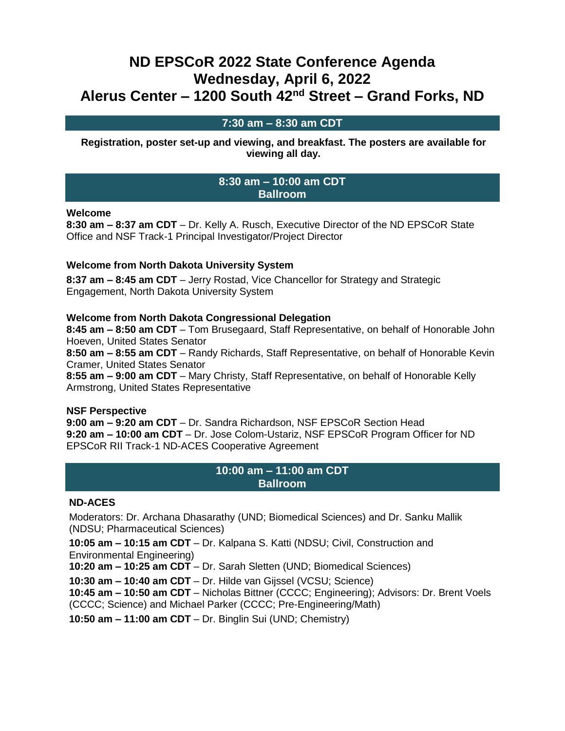# ND EPSCoR 2022 State Conference Agenda
# Wednesday, April 6, 2022
# Alerus Center – 1200 South 42nd Street – Grand Forks, ND

## 7:30 am – 8:30 am CDT

**Registration, poster set-up and viewing, and breakfast. The posters are available for viewing all day.**

## 8:30 am – 10:00 am CDT
## Ballroom

**Welcome**
**8:30 am – 8:37 am CDT** – Dr. Kelly A. Rusch, Executive Director of the ND EPSCoR State Office and NSF Track-1 Principal Investigator/Project Director

**Welcome from North Dakota University System**

**8:37 am – 8:45 am CDT** – Jerry Rostad, Vice Chancellor for Strategy and Strategic Engagement, North Dakota University System

**Welcome from North Dakota Congressional Delegation**
**8:45 am – 8:50 am CDT** – Tom Brusegaard, Staff Representative, on behalf of Honorable John Hoeven, United States Senator
**8:50 am – 8:55 am CDT** – Randy Richards, Staff Representative, on behalf of Honorable Kevin Cramer, United States Senator
**8:55 am – 9:00 am CDT** – Mary Christy, Staff Representative, on behalf of Honorable Kelly Armstrong, United States Representative

**NSF Perspective**
**9:00 am – 9:20 am CDT** – Dr. Sandra Richardson, NSF EPSCoR Section Head
**9:20 am – 10:00 am CDT** – Dr. Jose Colom-Ustariz, NSF EPSCoR Program Officer for ND EPSCoR RII Track-1 ND-ACES Cooperative Agreement

## 10:00 am – 11:00 am CDT
## Ballroom

**ND-ACES**

Moderators: Dr. Archana Dhasarathy (UND; Biomedical Sciences) and Dr. Sanku Mallik (NDSU; Pharmaceutical Sciences)

**10:05 am – 10:15 am CDT** – Dr. Kalpana S. Katti (NDSU; Civil, Construction and Environmental Engineering)

**10:20 am – 10:25 am CDT** – Dr. Sarah Sletten (UND; Biomedical Sciences)

**10:30 am – 10:40 am CDT** – Dr. Hilde van Gijssel (VCSU; Science)
**10:45 am – 10:50 am CDT** – Nicholas Bittner (CCCC; Engineering); Advisors: Dr. Brent Voels (CCCC; Science) and Michael Parker (CCCC; Pre-Engineering/Math)

**10:50 am – 11:00 am CDT** – Dr. Binglin Sui (UND; Chemistry)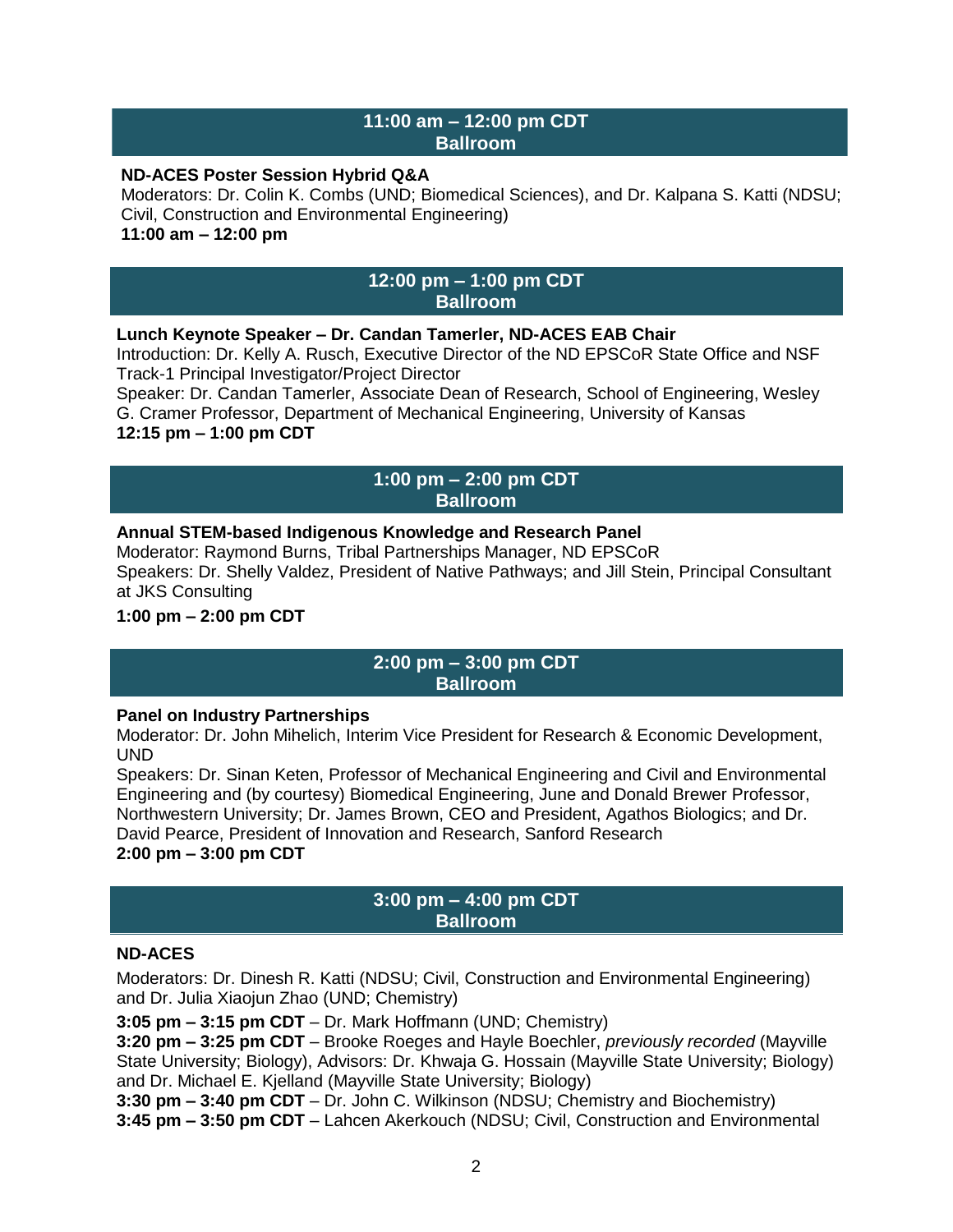## 11:00 am – 12:00 pm CDT
## Ballroom

**ND-ACES Poster Session Hybrid Q&A**
Moderators: Dr. Colin K. Combs (UND; Biomedical Sciences), and Dr. Kalpana S. Katti (NDSU; Civil, Construction and Environmental Engineering)
**11:00 am – 12:00 pm**

## 12:00 pm – 1:00 pm CDT
## Ballroom

**Lunch Keynote Speaker – Dr. Candan Tamerler, ND-ACES EAB Chair**
Introduction: Dr. Kelly A. Rusch, Executive Director of the ND EPSCoR State Office and NSF Track-1 Principal Investigator/Project Director
Speaker: Dr. Candan Tamerler, Associate Dean of Research, School of Engineering, Wesley G. Cramer Professor, Department of Mechanical Engineering, University of Kansas
**12:15 pm – 1:00 pm CDT**

## 1:00 pm – 2:00 pm CDT
## Ballroom

**Annual STEM-based Indigenous Knowledge and Research Panel**
Moderator: Raymond Burns, Tribal Partnerships Manager, ND EPSCoR
Speakers: Dr. Shelly Valdez, President of Native Pathways; and Jill Stein, Principal Consultant at JKS Consulting

**1:00 pm – 2:00 pm CDT**

## 2:00 pm – 3:00 pm CDT
## Ballroom

**Panel on Industry Partnerships**
Moderator: Dr. John Mihelich, Interim Vice President for Research & Economic Development, UND
Speakers: Dr. Sinan Keten, Professor of Mechanical Engineering and Civil and Environmental Engineering and (by courtesy) Biomedical Engineering, June and Donald Brewer Professor, Northwestern University; Dr. James Brown, CEO and President, Agathos Biologics; and Dr. David Pearce, President of Innovation and Research, Sanford Research
**2:00 pm – 3:00 pm CDT**

## 3:00 pm – 4:00 pm CDT
## Ballroom

**ND-ACES**

Moderators: Dr. Dinesh R. Katti (NDSU; Civil, Construction and Environmental Engineering) and Dr. Julia Xiaojun Zhao (UND; Chemistry)

**3:05 pm – 3:15 pm CDT** – Dr. Mark Hoffmann (UND; Chemistry)
**3:20 pm – 3:25 pm CDT** – Brooke Roeges and Hayle Boechler, *previously recorded* (Mayville State University; Biology), Advisors: Dr. Khwaja G. Hossain (Mayville State University; Biology) and Dr. Michael E. Kjelland (Mayville State University; Biology)
**3:30 pm – 3:40 pm CDT** – Dr. John C. Wilkinson (NDSU; Chemistry and Biochemistry)
**3:45 pm – 3:50 pm CDT** – Lahcen Akerkouch (NDSU; Civil, Construction and Environmental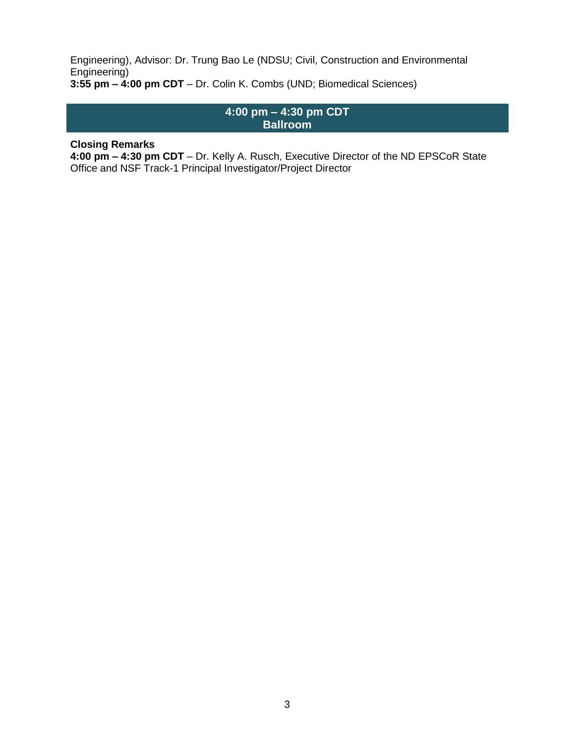Engineering), Advisor: Dr. Trung Bao Le (NDSU; Civil, Construction and Environmental Engineering)
**3:55 pm – 4:00 pm CDT** – Dr. Colin K. Combs (UND; Biomedical Sciences)

## 4:00 pm – 4:30 pm CDT
## Ballroom

**Closing Remarks**
**4:00 pm – 4:30 pm CDT** – Dr. Kelly A. Rusch, Executive Director of the ND EPSCoR State Office and NSF Track-1 Principal Investigator/Project Director